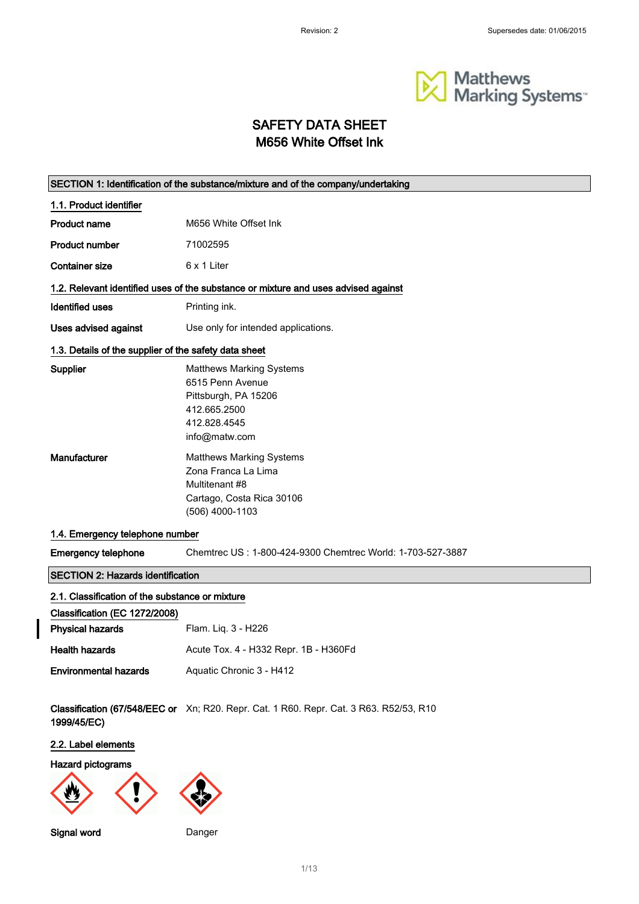Revision: 2 Supersedes date: 01/06/2015

Matthews Marking Systems

# SAFETY DATA SHEET
# M656 White Offset Ink

## SECTION 1: Identification of the substance/mixture and of the company/undertaking

### 1.1. Product identifier

| | |
|---|---|
| **Product name** | M656 White Offset Ink |
| **Product number** | 71002595 |
| **Container size** | 6 x 1 Liter |

### 1.2. Relevant identified uses of the substance or mixture and uses advised against

| | |
|---|---|
| **Identified uses** | Printing ink. |
| **Uses advised against** | Use only for intended applications. |

### 1.3. Details of the supplier of the safety data sheet

**Supplier**

Matthews Marking Systems
6515 Penn Avenue
Pittsburgh, PA 15206
412.665.2500
412.828.4545
info@matw.com

**Manufacturer**

Matthews Marking Systems
Zona Franca La Lima
Multitenant #8
Cartago, Costa Rica 30106
(506) 4000-1103

### 1.4. Emergency telephone number

**Emergency telephone** Chemtrec US : 1-800-424-9300 Chemtrec World: 1-703-527-3887

## SECTION 2: Hazards identification

### 2.1. Classification of the substance or mixture

**Classification (EC 1272/2008)**

| | |
|---|---|
| **Physical hazards** | Flam. Liq. 3 - H226 |
| **Health hazards** | Acute Tox. 4 - H332 Repr. 1B - H360Fd |
| **Environmental hazards** | Aquatic Chronic 3 - H412 |

**Classification (67/548/EEC or 1999/45/EC)** Xn; R20. Repr. Cat. 1 R60. Repr. Cat. 3 R63. R52/53, R10

### 2.2. Label elements

**Hazard pictograms**

**Signal word** Danger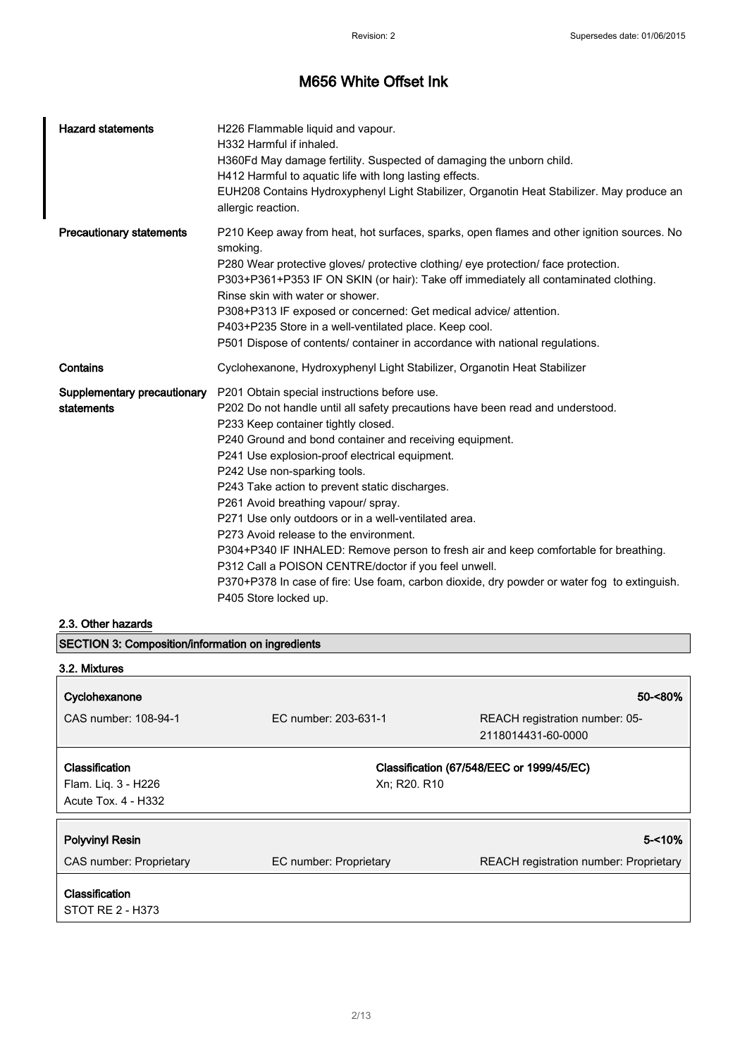# M656 White Offset Ink

| | |
|---|---|
| **Hazard statements** | H226 Flammable liquid and vapour.<br>H332 Harmful if inhaled.<br>H360Fd May damage fertility. Suspected of damaging the unborn child.<br>H412 Harmful to aquatic life with long lasting effects.<br>EUH208 Contains Hydroxyphenyl Light Stabilizer, Organotin Heat Stabilizer. May produce an allergic reaction. |
| **Precautionary statements** | P210 Keep away from heat, hot surfaces, sparks, open flames and other ignition sources. No smoking.<br>P280 Wear protective gloves/ protective clothing/ eye protection/ face protection.<br>P303+P361+P353 IF ON SKIN (or hair): Take off immediately all contaminated clothing. Rinse skin with water or shower.<br>P308+P313 IF exposed or concerned: Get medical advice/ attention.<br>P403+P235 Store in a well-ventilated place. Keep cool.<br>P501 Dispose of contents/ container in accordance with national regulations. |
| **Contains** | Cyclohexanone, Hydroxyphenyl Light Stabilizer, Organotin Heat Stabilizer |
| **Supplementary precautionary statements** | P201 Obtain special instructions before use.<br>P202 Do not handle until all safety precautions have been read and understood.<br>P233 Keep container tightly closed.<br>P240 Ground and bond container and receiving equipment.<br>P241 Use explosion-proof electrical equipment.<br>P242 Use non-sparking tools.<br>P243 Take action to prevent static discharges.<br>P261 Avoid breathing vapour/ spray.<br>P271 Use only outdoors or in a well-ventilated area.<br>P273 Avoid release to the environment.<br>P304+P340 IF INHALED: Remove person to fresh air and keep comfortable for breathing.<br>P312 Call a POISON CENTRE/doctor if you feel unwell.<br>P370+P378 In case of fire: Use foam, carbon dioxide, dry powder or water fog to extinguish.<br>P405 Store locked up. |

### 2.3. Other hazards

## SECTION 3: Composition/information on ingredients

### 3.2. Mixtures

| **Cyclohexanone** | | **50-<80%** |
|---|---|---|
| CAS number: 108-94-1 | EC number: 203-631-1 | REACH registration number: 05-2118014431-60-0000 |
| **Classification**<br>Flam. Liq. 3 - H226<br>Acute Tox. 4 - H332 | **Classification (67/548/EEC or 1999/45/EC)**<br>Xn; R20. R10 | |

| **Polyvinyl Resin** | | **5-<10%** |
|---|---|---|
| CAS number: Proprietary | EC number: Proprietary | REACH registration number: Proprietary |
| **Classification**<br>STOT RE 2 - H373 | | |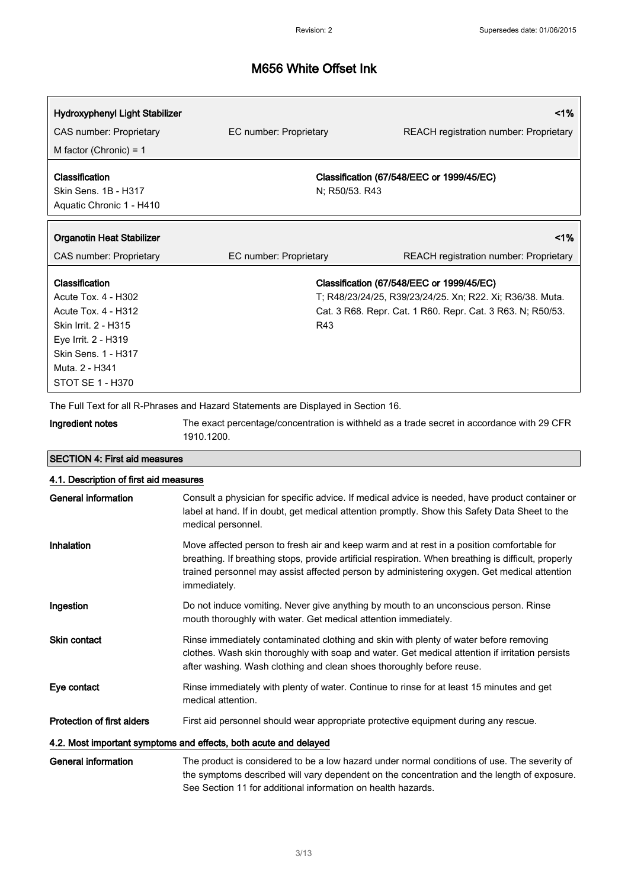| **Hydroxyphenyl Light Stabilizer** | | **<1%** |
|---|---|---|
| CAS number: Proprietary | EC number: Proprietary | REACH registration number: Proprietary |
| M factor (Chronic) = 1 | | |
| **Classification**<br>Skin Sens. 1B - H317<br>Aquatic Chronic 1 - H410 | **Classification (67/548/EEC or 1999/45/EC)**<br>N; R50/53. R43 | |

| **Organotin Heat Stabilizer** | | **<1%** |
|---|---|---|
| CAS number: Proprietary | EC number: Proprietary | REACH registration number: Proprietary |
| **Classification**<br>Acute Tox. 4 - H302<br>Acute Tox. 4 - H312<br>Skin Irrit. 2 - H315<br>Eye Irrit. 2 - H319<br>Skin Sens. 1 - H317<br>Muta. 2 - H341<br>STOT SE 1 - H370 | **Classification (67/548/EEC or 1999/45/EC)**<br>T; R48/23/24/25, R39/23/24/25. Xn; R22. Xi; R36/38. Muta. Cat. 3 R68. Repr. Cat. 1 R60. Repr. Cat. 3 R63. N; R50/53. R43 | |

The Full Text for all R-Phrases and Hazard Statements are Displayed in Section 16.

**Ingredient notes** The exact percentage/concentration is withheld as a trade secret in accordance with 29 CFR 1910.1200.

## SECTION 4: First aid measures

### 4.1. Description of first aid measures

**General information** Consult a physician for specific advice. If medical advice is needed, have product container or label at hand. If in doubt, get medical attention promptly. Show this Safety Data Sheet to the medical personnel.

**Inhalation** Move affected person to fresh air and keep warm and at rest in a position comfortable for breathing. If breathing stops, provide artificial respiration. When breathing is difficult, properly trained personnel may assist affected person by administering oxygen. Get medical attention immediately.

**Ingestion** Do not induce vomiting. Never give anything by mouth to an unconscious person. Rinse mouth thoroughly with water. Get medical attention immediately.

**Skin contact** Rinse immediately contaminated clothing and skin with plenty of water before removing clothes. Wash skin thoroughly with soap and water. Get medical attention if irritation persists after washing. Wash clothing and clean shoes thoroughly before reuse.

**Eye contact** Rinse immediately with plenty of water. Continue to rinse for at least 15 minutes and get medical attention.

**Protection of first aiders** First aid personnel should wear appropriate protective equipment during any rescue.

### 4.2. Most important symptoms and effects, both acute and delayed

**General information** The product is considered to be a low hazard under normal conditions of use. The severity of the symptoms described will vary dependent on the concentration and the length of exposure. See Section 11 for additional information on health hazards.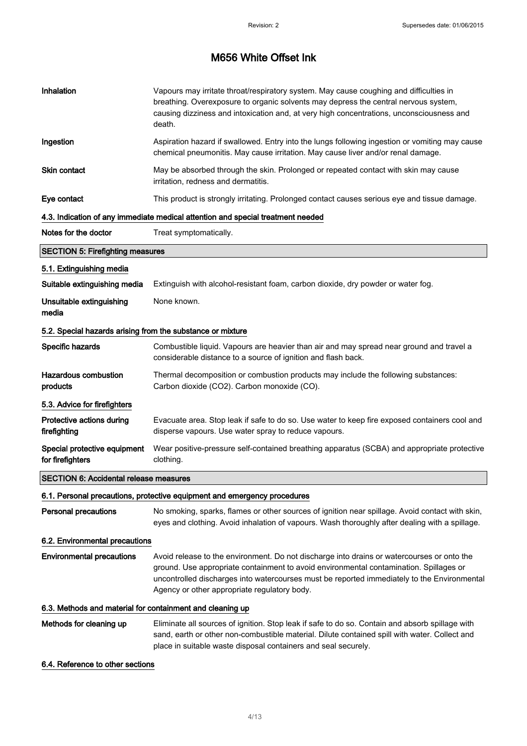# M656 White Offset Ink

| | |
|---|---|
| **Inhalation** | Vapours may irritate throat/respiratory system. May cause coughing and difficulties in breathing. Overexposure to organic solvents may depress the central nervous system, causing dizziness and intoxication and, at very high concentrations, unconsciousness and death. |
| **Ingestion** | Aspiration hazard if swallowed. Entry into the lungs following ingestion or vomiting may cause chemical pneumonitis. May cause irritation. May cause liver and/or renal damage. |
| **Skin contact** | May be absorbed through the skin. Prolonged or repeated contact with skin may cause irritation, redness and dermatitis. |
| **Eye contact** | This product is strongly irritating. Prolonged contact causes serious eye and tissue damage. |

### 4.3. Indication of any immediate medical attention and special treatment needed

| | |
|---|---|
| **Notes for the doctor** | Treat symptomatically. |

## SECTION 5: Firefighting measures

### 5.1. Extinguishing media

| | |
|---|---|
| **Suitable extinguishing media** | Extinguish with alcohol-resistant foam, carbon dioxide, dry powder or water fog. |
| **Unsuitable extinguishing media** | None known. |

### 5.2. Special hazards arising from the substance or mixture

| | |
|---|---|
| **Specific hazards** | Combustible liquid. Vapours are heavier than air and may spread near ground and travel a considerable distance to a source of ignition and flash back. |
| **Hazardous combustion products** | Thermal decomposition or combustion products may include the following substances: Carbon dioxide ($CO_2$). Carbon monoxide (CO). |

### 5.3. Advice for firefighters

| | |
|---|---|
| **Protective actions during firefighting** | Evacuate area. Stop leak if safe to do so. Use water to keep fire exposed containers cool and disperse vapours. Use water spray to reduce vapours. |
| **Special protective equipment for firefighters** | Wear positive-pressure self-contained breathing apparatus (SCBA) and appropriate protective clothing. |

## SECTION 6: Accidental release measures

### 6.1. Personal precautions, protective equipment and emergency procedures

| | |
|---|---|
| **Personal precautions** | No smoking, sparks, flames or other sources of ignition near spillage. Avoid contact with skin, eyes and clothing. Avoid inhalation of vapours. Wash thoroughly after dealing with a spillage. |

### 6.2. Environmental precautions

| | |
|---|---|
| **Environmental precautions** | Avoid release to the environment. Do not discharge into drains or watercourses or onto the ground. Use appropriate containment to avoid environmental contamination. Spillages or uncontrolled discharges into watercourses must be reported immediately to the Environmental Agency or other appropriate regulatory body. |

### 6.3. Methods and material for containment and cleaning up

| | |
|---|---|
| **Methods for cleaning up** | Eliminate all sources of ignition. Stop leak if safe to do so. Contain and absorb spillage with sand, earth or other non-combustible material. Dilute contained spill with water. Collect and place in suitable waste disposal containers and seal securely. |

### 6.4. Reference to other sections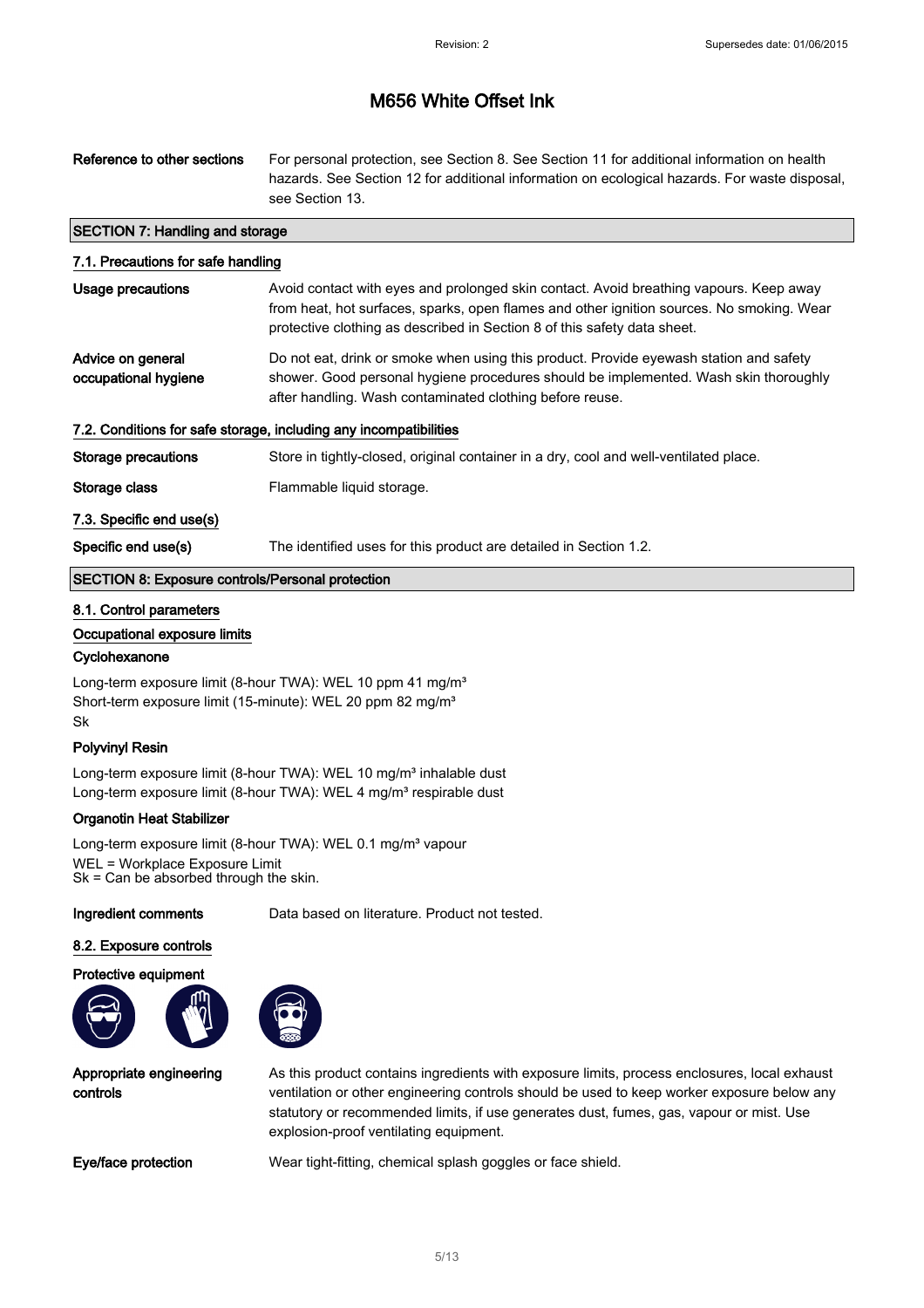# M656 White Offset Ink

**Reference to other sections** For personal protection, see Section 8. See Section 11 for additional information on health hazards. See Section 12 for additional information on ecological hazards. For waste disposal, see Section 13.

## SECTION 7: Handling and storage

### 7.1. Precautions for safe handling

**Usage precautions** Avoid contact with eyes and prolonged skin contact. Avoid breathing vapours. Keep away from heat, hot surfaces, sparks, open flames and other ignition sources. No smoking. Wear protective clothing as described in Section 8 of this safety data sheet.

**Advice on general occupational hygiene** Do not eat, drink or smoke when using this product. Provide eyewash station and safety shower. Good personal hygiene procedures should be implemented. Wash skin thoroughly after handling. Wash contaminated clothing before reuse.

### 7.2. Conditions for safe storage, including any incompatibilities

**Storage precautions** Store in tightly-closed, original container in a dry, cool and well-ventilated place.

**Storage class** Flammable liquid storage.

### 7.3. Specific end use(s)

**Specific end use(s)** The identified uses for this product are detailed in Section 1.2.

## SECTION 8: Exposure controls/Personal protection

### 8.1. Control parameters

**Occupational exposure limits**

**Cyclohexanone**

Long-term exposure limit (8-hour TWA): WEL 10 ppm 41 mg/m³
Short-term exposure limit (15-minute): WEL 20 ppm 82 mg/m³
Sk

**Polyvinyl Resin**

Long-term exposure limit (8-hour TWA): WEL 10 mg/m³ inhalable dust
Long-term exposure limit (8-hour TWA): WEL 4 mg/m³ respirable dust

**Organotin Heat Stabilizer**

Long-term exposure limit (8-hour TWA): WEL 0.1 mg/m³ vapour
WEL = Workplace Exposure Limit
Sk = Can be absorbed through the skin.

**Ingredient comments** Data based on literature. Product not tested.

### 8.2. Exposure controls

**Protective equipment**

**Appropriate engineering controls** As this product contains ingredients with exposure limits, process enclosures, local exhaust ventilation or other engineering controls should be used to keep worker exposure below any statutory or recommended limits, if use generates dust, fumes, gas, vapour or mist. Use explosion-proof ventilating equipment.

**Eye/face protection** Wear tight-fitting, chemical splash goggles or face shield.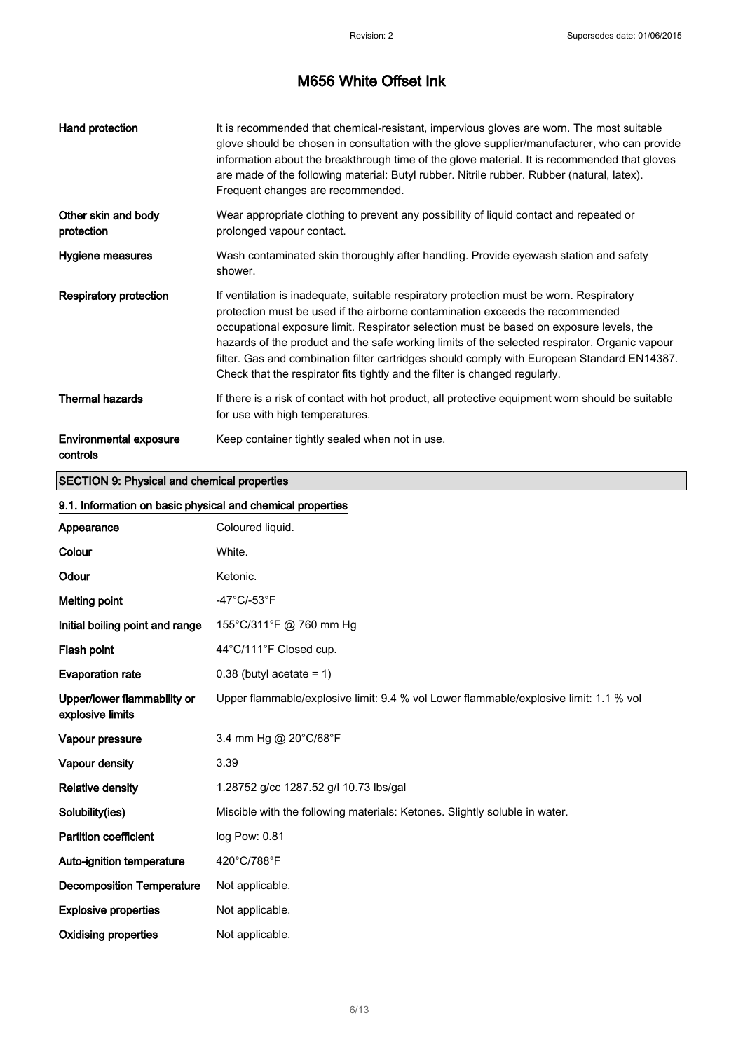# M656 White Offset Ink

| | |
|---|---|
| **Hand protection** | It is recommended that chemical-resistant, impervious gloves are worn. The most suitable glove should be chosen in consultation with the glove supplier/manufacturer, who can provide information about the breakthrough time of the glove material. It is recommended that gloves are made of the following material: Butyl rubber. Nitrile rubber. Rubber (natural, latex). Frequent changes are recommended. |
| **Other skin and body protection** | Wear appropriate clothing to prevent any possibility of liquid contact and repeated or prolonged vapour contact. |
| **Hygiene measures** | Wash contaminated skin thoroughly after handling. Provide eyewash station and safety shower. |
| **Respiratory protection** | If ventilation is inadequate, suitable respiratory protection must be worn. Respiratory protection must be used if the airborne contamination exceeds the recommended occupational exposure limit. Respirator selection must be based on exposure levels, the hazards of the product and the safe working limits of the selected respirator. Organic vapour filter. Gas and combination filter cartridges should comply with European Standard EN14387. Check that the respirator fits tightly and the filter is changed regularly. |
| **Thermal hazards** | If there is a risk of contact with hot product, all protective equipment worn should be suitable for use with high temperatures. |
| **Environmental exposure controls** | Keep container tightly sealed when not in use. |

## SECTION 9: Physical and chemical properties

### 9.1. Information on basic physical and chemical properties

| | |
|---|---|
| **Appearance** | Coloured liquid. |
| **Colour** | White. |
| **Odour** | Ketonic. |
| **Melting point** | -47°C/-53°F |
| **Initial boiling point and range** | 155°C/311°F @ 760 mm Hg |
| **Flash point** | 44°C/111°F Closed cup. |
| **Evaporation rate** | 0.38 (butyl acetate = 1) |
| **Upper/lower flammability or explosive limits** | Upper flammable/explosive limit: 9.4 % vol Lower flammable/explosive limit: 1.1 % vol |
| **Vapour pressure** | 3.4 mm Hg @ 20°C/68°F |
| **Vapour density** | 3.39 |
| **Relative density** | 1.28752 g/cc 1287.52 g/l 10.73 lbs/gal |
| **Solubility(ies)** | Miscible with the following materials: Ketones. Slightly soluble in water. |
| **Partition coefficient** | log Pow: 0.81 |
| **Auto-ignition temperature** | 420°C/788°F |
| **Decomposition Temperature** | Not applicable. |
| **Explosive properties** | Not applicable. |
| **Oxidising properties** | Not applicable. |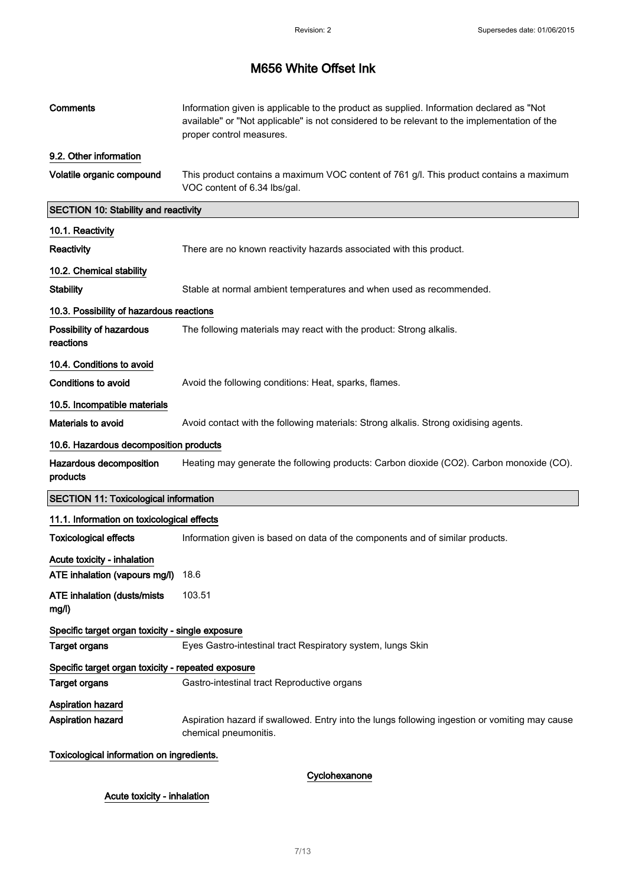# M656 White Offset Ink

| | |
|---|---|
| **Comments** | Information given is applicable to the product as supplied. Information declared as "Not available" or "Not applicable" is not considered to be relevant to the implementation of the proper control measures. |

### 9.2. Other information

| | |
|---|---|
| **Volatile organic compound** | This product contains a maximum VOC content of 761 g/l. This product contains a maximum VOC content of 6.34 lbs/gal. |

## SECTION 10: Stability and reactivity

### 10.1. Reactivity

| | |
|---|---|
| **Reactivity** | There are no known reactivity hazards associated with this product. |

### 10.2. Chemical stability

| | |
|---|---|
| **Stability** | Stable at normal ambient temperatures and when used as recommended. |

### 10.3. Possibility of hazardous reactions

| | |
|---|---|
| **Possibility of hazardous reactions** | The following materials may react with the product: Strong alkalis. |

### 10.4. Conditions to avoid

| | |
|---|---|
| **Conditions to avoid** | Avoid the following conditions: Heat, sparks, flames. |

### 10.5. Incompatible materials

| | |
|---|---|
| **Materials to avoid** | Avoid contact with the following materials: Strong alkalis. Strong oxidising agents. |

### 10.6. Hazardous decomposition products

| | |
|---|---|
| **Hazardous decomposition products** | Heating may generate the following products: Carbon dioxide ($CO_2$). Carbon monoxide (CO). |

## SECTION 11: Toxicological information

### 11.1. Information on toxicological effects

| | |
|---|---|
| **Toxicological effects** | Information given is based on data of the components and of similar products. |

**Acute toxicity - inhalation**

| | |
|---|---|
| **ATE inhalation (vapours mg/l)** | 18.6 |
| **ATE inhalation (dusts/mists mg/l)** | 103.51 |

**Specific target organ toxicity - single exposure**

| | |
|---|---|
| **Target organs** | Eyes Gastro-intestinal tract Respiratory system, lungs Skin |

**Specific target organ toxicity - repeated exposure**

| | |
|---|---|
| **Target organs** | Gastro-intestinal tract Reproductive organs |

**Aspiration hazard**

| | |
|---|---|
| **Aspiration hazard** | Aspiration hazard if swallowed. Entry into the lungs following ingestion or vomiting may cause chemical pneumonitis. |

**Toxicological information on ingredients.**

**Cyclohexanone**

**Acute toxicity - inhalation**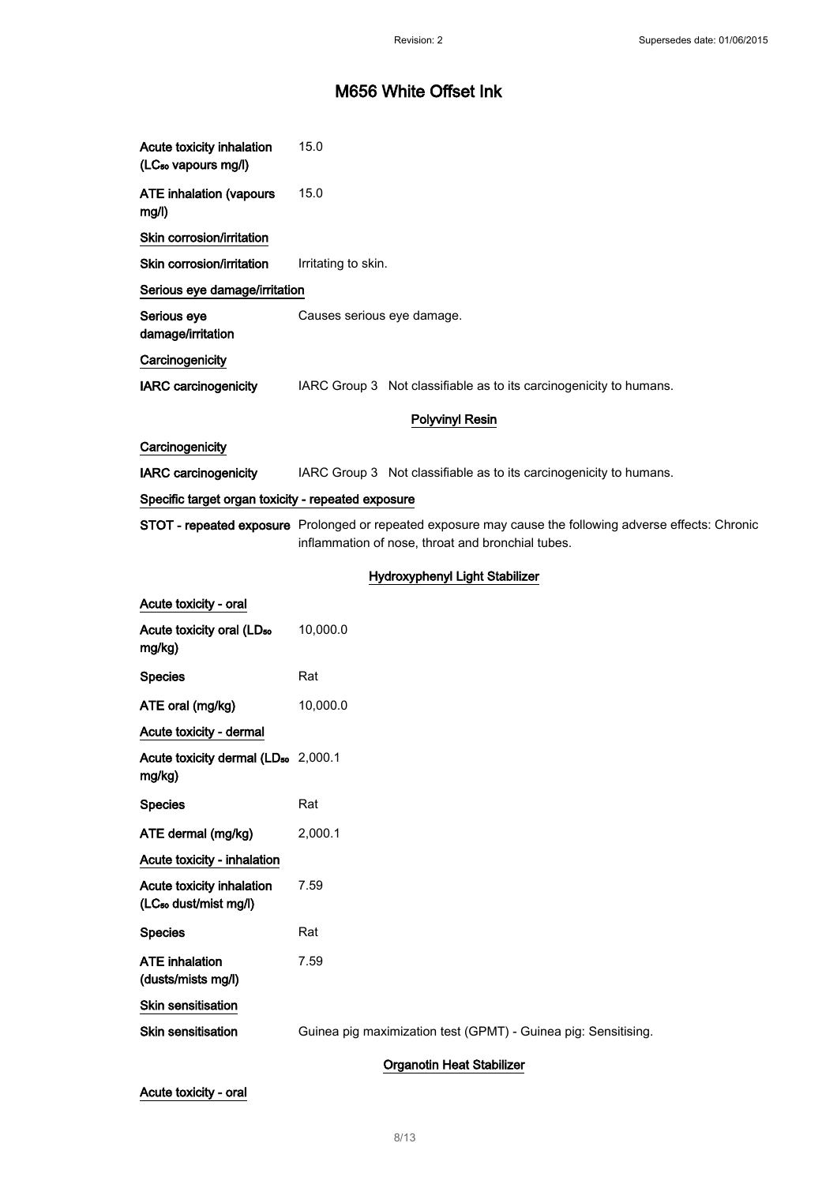| | |
|---|---|
| Acute toxicity inhalation ($LC_{50}$ vapours mg/l) | 15.0 |
| ATE inhalation (vapours mg/l) | 15.0 |

**Skin corrosion/irritation**

| | |
|---|---|
| Skin corrosion/irritation | Irritating to skin. |

**Serious eye damage/irritation**

| | |
|---|---|
| Serious eye damage/irritation | Causes serious eye damage. |

**Carcinogenicity**

| | |
|---|---|
| IARC carcinogenicity | IARC Group 3 Not classifiable as to its carcinogenicity to humans. |

## Polyvinyl Resin

**Carcinogenicity**

| | |
|---|---|
| IARC carcinogenicity | IARC Group 3 Not classifiable as to its carcinogenicity to humans. |

**Specific target organ toxicity - repeated exposure**

| | |
|---|---|
| STOT - repeated exposure | Prolonged or repeated exposure may cause the following adverse effects: Chronic inflammation of nose, throat and bronchial tubes. |

## Hydroxyphenyl Light Stabilizer

**Acute toxicity - oral**

| | |
|---|---|
| Acute toxicity oral ($LD_{50}$ mg/kg) | 10,000.0 |
| Species | Rat |
| ATE oral (mg/kg) | 10,000.0 |

**Acute toxicity - dermal**

| | |
|---|---|
| Acute toxicity dermal ($LD_{50}$ mg/kg) | 2,000.1 |
| Species | Rat |
| ATE dermal (mg/kg) | 2,000.1 |

**Acute toxicity - inhalation**

| | |
|---|---|
| Acute toxicity inhalation ($LC_{50}$ dust/mist mg/l) | 7.59 |
| Species | Rat |
| ATE inhalation (dusts/mists mg/l) | 7.59 |

**Skin sensitisation**

| | |
|---|---|
| Skin sensitisation | Guinea pig maximization test (GPMT) - Guinea pig: Sensitising. |

## Organotin Heat Stabilizer

**Acute toxicity - oral**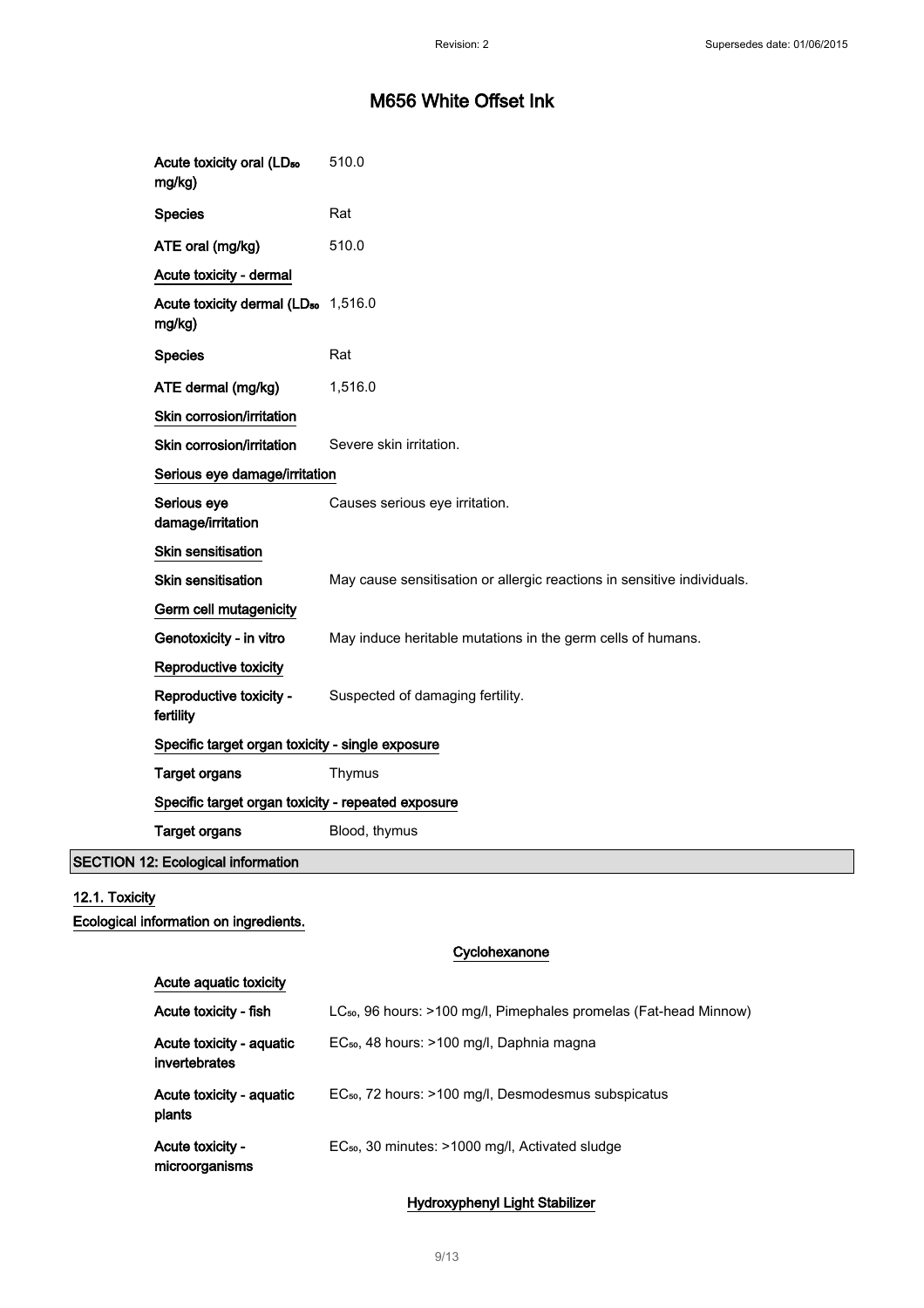# M656 White Offset Ink

| | |
|---|---|
| Acute toxicity oral ($LD_{50}$ mg/kg) | 510.0 |
| Species | Rat |
| ATE oral (mg/kg) | 510.0 |

**Acute toxicity - dermal**

| | |
|---|---|
| Acute toxicity dermal ($LD_{50}$ mg/kg) | 1,516.0 |
| Species | Rat |
| ATE dermal (mg/kg) | 1,516.0 |

**Skin corrosion/irritation**

| | |
|---|---|
| Skin corrosion/irritation | Severe skin irritation. |

**Serious eye damage/irritation**

| | |
|---|---|
| Serious eye damage/irritation | Causes serious eye irritation. |

**Skin sensitisation**

| | |
|---|---|
| Skin sensitisation | May cause sensitisation or allergic reactions in sensitive individuals. |

**Germ cell mutagenicity**

| | |
|---|---|
| Genotoxicity - in vitro | May induce heritable mutations in the germ cells of humans. |

**Reproductive toxicity**

| | |
|---|---|
| Reproductive toxicity - fertility | Suspected of damaging fertility. |

**Specific target organ toxicity - single exposure**

| | |
|---|---|
| Target organs | Thymus |

**Specific target organ toxicity - repeated exposure**

| | |
|---|---|
| Target organs | Blood, thymus |

## SECTION 12: Ecological information

### 12.1. Toxicity

**Ecological information on ingredients.**

**Cyclohexanone**

**Acute aquatic toxicity**

| | |
|---|---|
| Acute toxicity - fish | $LC_{50}$, 96 hours: >100 mg/l, Pimephales promelas (Fat-head Minnow) |
| Acute toxicity - aquatic invertebrates | $EC_{50}$, 48 hours: >100 mg/l, Daphnia magna |
| Acute toxicity - aquatic plants | $EC_{50}$, 72 hours: >100 mg/l, Desmodesmus subspicatus |
| Acute toxicity - microorganisms | $EC_{50}$, 30 minutes: >1000 mg/l, Activated sludge |

**Hydroxyphenyl Light Stabilizer**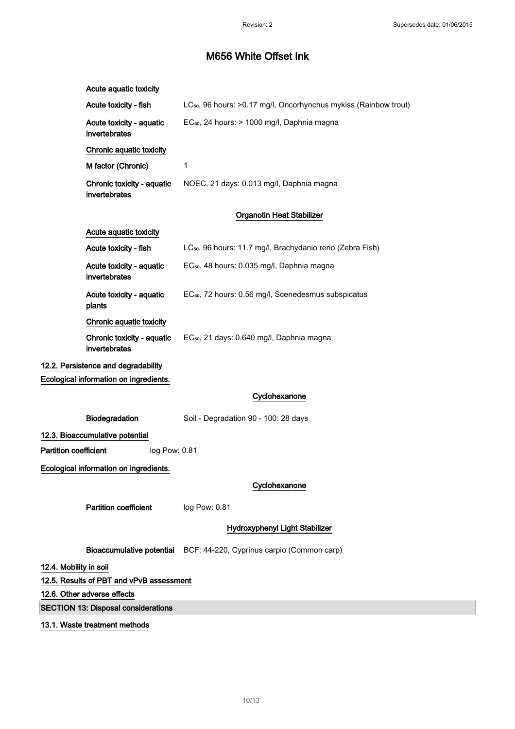# M656 White Offset Ink

**Acute aquatic toxicity**

**Acute toxicity - fish** LC$_{50}$, 96 hours: >0.17 mg/l, Oncorhynchus mykiss (Rainbow trout)

**Acute toxicity - aquatic invertebrates** EC$_{50}$, 24 hours: > 1000 mg/l, Daphnia magna

**Chronic aquatic toxicity**

**M factor (Chronic)** 1

**Chronic toxicity - aquatic invertebrates** NOEC, 21 days: 0.013 mg/l, Daphnia magna

**Organotin Heat Stabilizer**

**Acute aquatic toxicity**

**Acute toxicity - fish** LC$_{50}$, 96 hours: 11.7 mg/l, Brachydanio rerio (Zebra Fish)

**Acute toxicity - aquatic invertebrates** EC$_{50}$, 48 hours: 0.035 mg/l, Daphnia magna

**Acute toxicity - aquatic plants** EC$_{50}$, 72 hours: 0.56 mg/l, Scenedesmus subspicatus

**Chronic aquatic toxicity**

**Chronic toxicity - aquatic invertebrates** EC$_{50}$, 21 days: 0.640 mg/l, Daphnia magna

**12.2. Persistence and degradability**

**Ecological information on ingredients.**

**Cyclohexanone**

**Biodegradation** Soil - Degradation 90 - 100: 28 days

**12.3. Bioaccumulative potential**

**Partition coefficient** log Pow: 0.81

**Ecological information on ingredients.**

**Cyclohexanone**

**Partition coefficient** log Pow: 0.81

**Hydroxyphenyl Light Stabilizer**

**Bioaccumulative potential** BCF: 44-220, Cyprinus carpio (Common carp)

**12.4. Mobility in soil**

**12.5. Results of PBT and vPvB assessment**

**12.6. Other adverse effects**

## SECTION 13: Disposal considerations

**13.1. Waste treatment methods**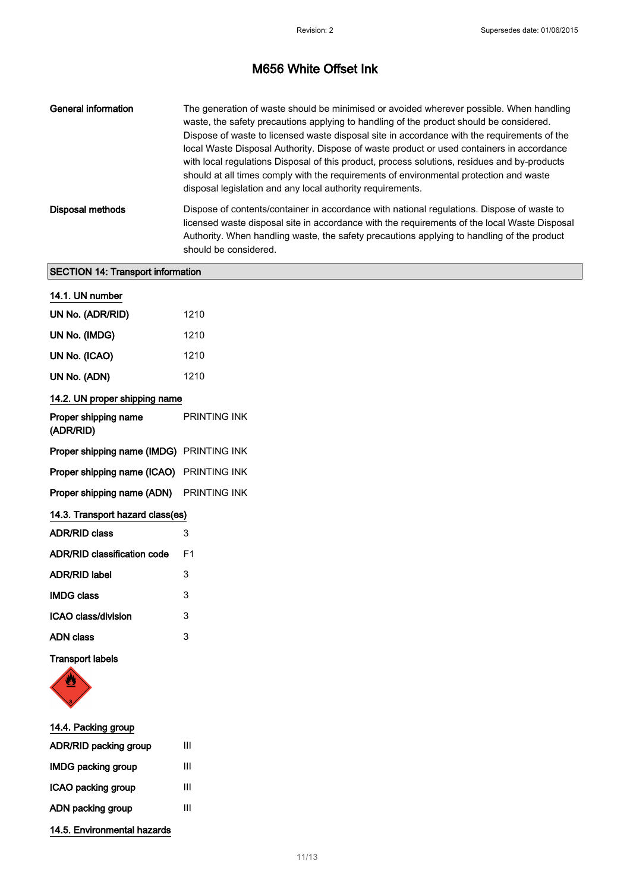| | |
|---|---|
| **General information** | The generation of waste should be minimised or avoided wherever possible. When handling waste, the safety precautions applying to handling of the product should be considered. Dispose of waste to licensed waste disposal site in accordance with the requirements of the local Waste Disposal Authority. Dispose of waste product or used containers in accordance with local regulations Disposal of this product, process solutions, residues and by-products should at all times comply with the requirements of environmental protection and waste disposal legislation and any local authority requirements. |
| **Disposal methods** | Dispose of contents/container in accordance with national regulations. Dispose of waste to licensed waste disposal site in accordance with the requirements of the local Waste Disposal Authority. When handling waste, the safety precautions applying to handling of the product should be considered. |

## SECTION 14: Transport information

### 14.1. UN number

| | |
|---|---|
| **UN No. (ADR/RID)** | 1210 |
| **UN No. (IMDG)** | 1210 |
| **UN No. (ICAO)** | 1210 |
| **UN No. (ADN)** | 1210 |

### 14.2. UN proper shipping name

| | |
|---|---|
| **Proper shipping name (ADR/RID)** | PRINTING INK |
| **Proper shipping name (IMDG)** | PRINTING INK |
| **Proper shipping name (ICAO)** | PRINTING INK |
| **Proper shipping name (ADN)** | PRINTING INK |

### 14.3. Transport hazard class(es)

| | |
|---|---|
| **ADR/RID class** | 3 |
| **ADR/RID classification code** | F1 |
| **ADR/RID label** | 3 |
| **IMDG class** | 3 |
| **ICAO class/division** | 3 |
| **ADN class** | 3 |

**Transport labels**

### 14.4. Packing group

| | |
|---|---|
| **ADR/RID packing group** | III |
| **IMDG packing group** | III |
| **ICAO packing group** | III |
| **ADN packing group** | III |

### 14.5. Environmental hazards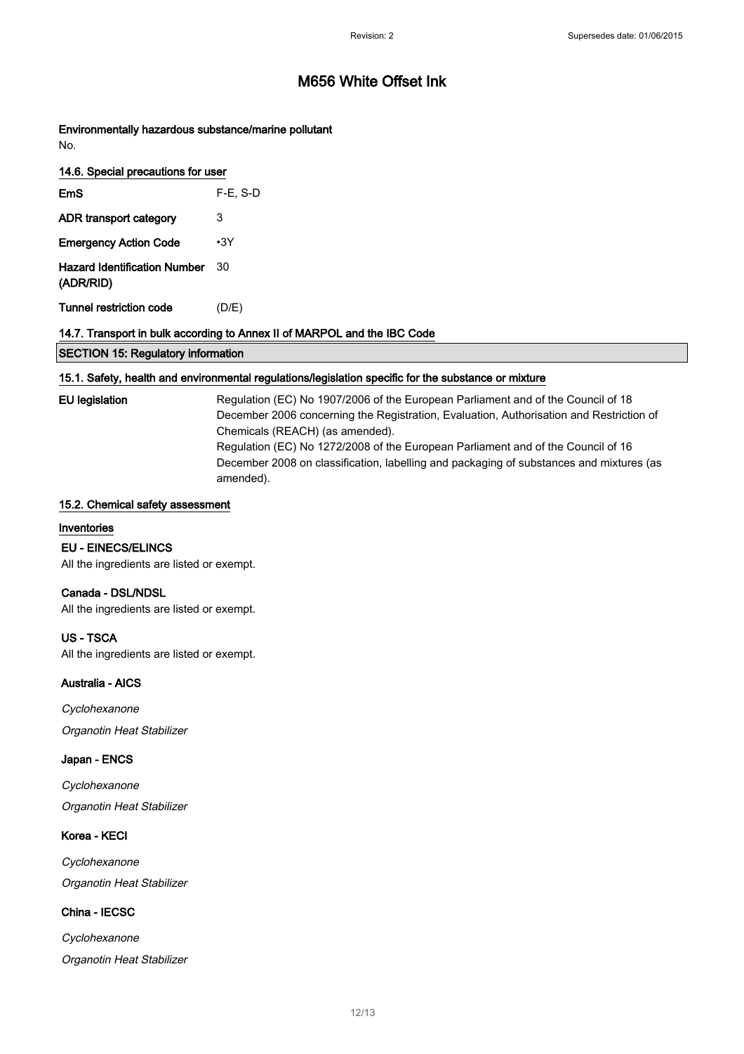**Environmentally hazardous substance/marine pollutant**

No.

### 14.6. Special precautions for user

| | |
|---|---|
| **EmS** | F-E, S-D |
| **ADR transport category** | 3 |
| **Emergency Action Code** | •3Y |
| **Hazard Identification Number (ADR/RID)** | 30 |
| **Tunnel restriction code** | (D/E) |

### 14.7. Transport in bulk according to Annex II of MARPOL and the IBC Code

## SECTION 15: Regulatory information

### 15.1. Safety, health and environmental regulations/legislation specific for the substance or mixture

**EU legislation**

Regulation (EC) No 1907/2006 of the European Parliament and of the Council of 18 December 2006 concerning the Registration, Evaluation, Authorisation and Restriction of Chemicals (REACH) (as amended).

Regulation (EC) No 1272/2008 of the European Parliament and of the Council of 16 December 2008 on classification, labelling and packaging of substances and mixtures (as amended).

### 15.2. Chemical safety assessment

**Inventories**

**EU - EINECS/ELINCS**

All the ingredients are listed or exempt.

**Canada - DSL/NDSL**

All the ingredients are listed or exempt.

**US - TSCA**

All the ingredients are listed or exempt.

**Australia - AICS**

*Cyclohexanone*

*Organotin Heat Stabilizer*

**Japan - ENCS**

*Cyclohexanone*

*Organotin Heat Stabilizer*

**Korea - KECI**

*Cyclohexanone*

*Organotin Heat Stabilizer*

**China - IECSC**

*Cyclohexanone*

*Organotin Heat Stabilizer*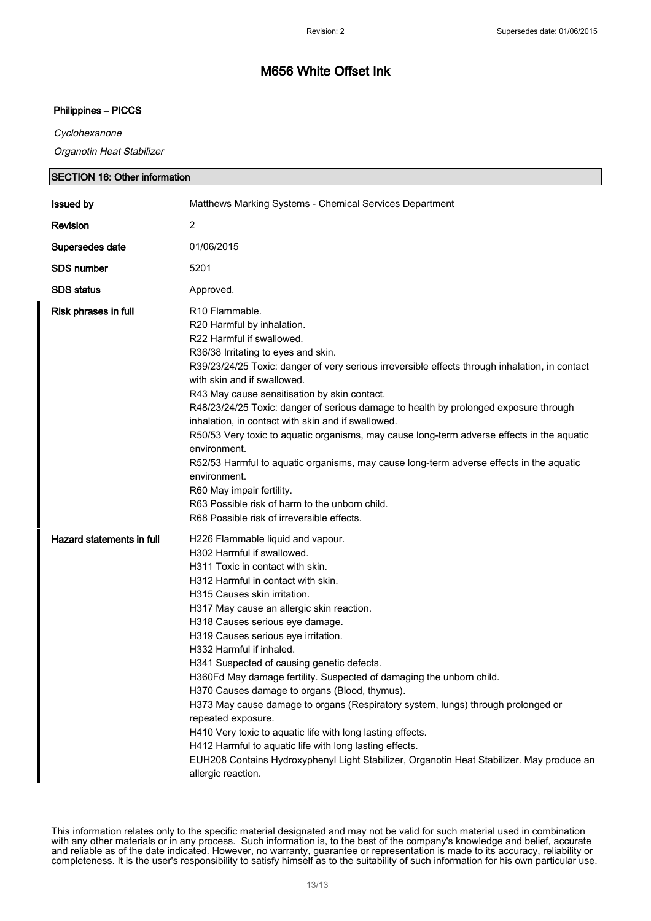# M656 White Offset Ink

**Philippines – PICCS**

*Cyclohexanone*

*Organotin Heat Stabilizer*

## SECTION 16: Other information

| | |
|---|---|
| **Issued by** | Matthews Marking Systems - Chemical Services Department |
| **Revision** | 2 |
| **Supersedes date** | 01/06/2015 |
| **SDS number** | 5201 |
| **SDS status** | Approved. |
| **Risk phrases in full** | R10 Flammable.<br>R20 Harmful by inhalation.<br>R22 Harmful if swallowed.<br>R36/38 Irritating to eyes and skin.<br>R39/23/24/25 Toxic: danger of very serious irreversible effects through inhalation, in contact with skin and if swallowed.<br>R43 May cause sensitisation by skin contact.<br>R48/23/24/25 Toxic: danger of serious damage to health by prolonged exposure through inhalation, in contact with skin and if swallowed.<br>R50/53 Very toxic to aquatic organisms, may cause long-term adverse effects in the aquatic environment.<br>R52/53 Harmful to aquatic organisms, may cause long-term adverse effects in the aquatic environment.<br>R60 May impair fertility.<br>R63 Possible risk of harm to the unborn child.<br>R68 Possible risk of irreversible effects. |
| **Hazard statements in full** | H226 Flammable liquid and vapour.<br>H302 Harmful if swallowed.<br>H311 Toxic in contact with skin.<br>H312 Harmful in contact with skin.<br>H315 Causes skin irritation.<br>H317 May cause an allergic skin reaction.<br>H318 Causes serious eye damage.<br>H319 Causes serious eye irritation.<br>H332 Harmful if inhaled.<br>H341 Suspected of causing genetic defects.<br>H360Fd May damage fertility. Suspected of damaging the unborn child.<br>H370 Causes damage to organs (Blood, thymus).<br>H373 May cause damage to organs (Respiratory system, lungs) through prolonged or repeated exposure.<br>H410 Very toxic to aquatic life with long lasting effects.<br>H412 Harmful to aquatic life with long lasting effects.<br>EUH208 Contains Hydroxyphenyl Light Stabilizer, Organotin Heat Stabilizer. May produce an allergic reaction. |

This information relates only to the specific material designated and may not be valid for such material used in combination with any other materials or in any process. Such information is, to the best of the company's knowledge and belief, accurate and reliable as of the date indicated. However, no warranty, guarantee or representation is made to its accuracy, reliability or completeness. It is the user's responsibility to satisfy himself as to the suitability of such information for his own particular use.